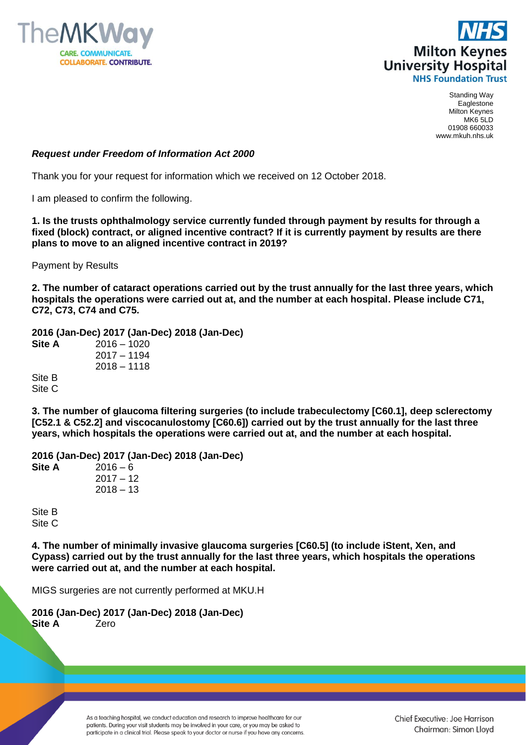Standing Way
Eaglestone
Milton Keynes
MK6 5LD
01908 660033
www.mkuh.nhs.uk

***Request under Freedom of Information Act 2000***

Thank you for your request for information which we received on 12 October 2018.

I am pleased to confirm the following.

**1. Is the trusts ophthalmology service currently funded through payment by results for through a fixed (block) contract, or aligned incentive contract? If it is currently payment by results are there plans to move to an aligned incentive contract in 2019?**

Payment by Results

**2. The number of cataract operations carried out by the trust annually for the last three years, which hospitals the operations were carried out at, and the number at each hospital. Please include C71, C72, C73, C74 and C75.**

**2016 (Jan-Dec) 2017 (Jan-Dec) 2018 (Jan-Dec)**

**Site A** 2016 – 1020
2017 – 1194
2018 – 1118

Site B
Site C

**3. The number of glaucoma filtering surgeries (to include trabeculectomy [C60.1], deep sclerectomy [C52.1 & C52.2] and viscocanulostomy [C60.6]) carried out by the trust annually for the last three years, which hospitals the operations were carried out at, and the number at each hospital.**

**2016 (Jan-Dec) 2017 (Jan-Dec) 2018 (Jan-Dec)**

**Site A** 2016 – 6
2017 – 12
2018 – 13

Site B
Site C

**4. The number of minimally invasive glaucoma surgeries [C60.5] (to include iStent, Xen, and Cypass) carried out by the trust annually for the last three years, which hospitals the operations were carried out at, and the number at each hospital.**

MIGS surgeries are not currently performed at MKU.H

**2016 (Jan-Dec) 2017 (Jan-Dec) 2018 (Jan-Dec)**

**Site A** Zero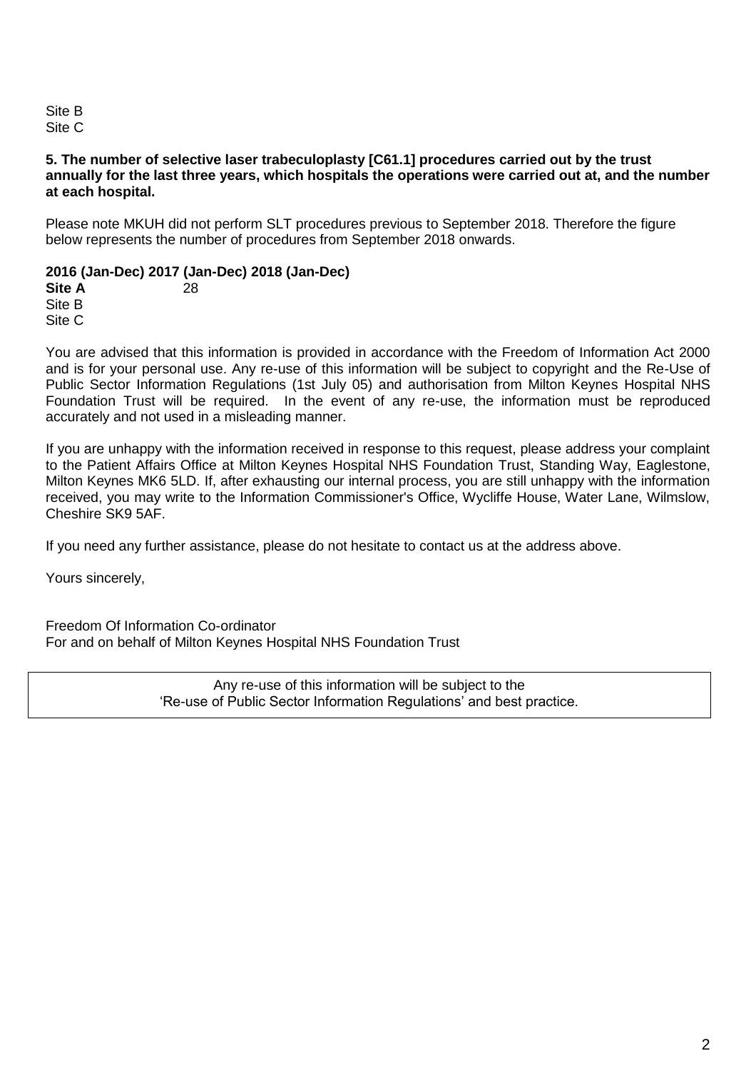Site B
Site C

**5. The number of selective laser trabeculoplasty [C61.1] procedures carried out by the trust annually for the last three years, which hospitals the operations were carried out at, and the number at each hospital.**

Please note MKUH did not perform SLT procedures previous to September 2018. Therefore the figure below represents the number of procedures from September 2018 onwards.

| | 2016 (Jan-Dec) | 2017 (Jan-Dec) | 2018 (Jan-Dec) |
|---|---|---|---|
| **Site A** | 28 | | |
| Site B | | | |
| Site C | | | |

You are advised that this information is provided in accordance with the Freedom of Information Act 2000 and is for your personal use. Any re-use of this information will be subject to copyright and the Re-Use of Public Sector Information Regulations (1st July 05) and authorisation from Milton Keynes Hospital NHS Foundation Trust will be required. In the event of any re-use, the information must be reproduced accurately and not used in a misleading manner.

If you are unhappy with the information received in response to this request, please address your complaint to the Patient Affairs Office at Milton Keynes Hospital NHS Foundation Trust, Standing Way, Eaglestone, Milton Keynes MK6 5LD. If, after exhausting our internal process, you are still unhappy with the information received, you may write to the Information Commissioner's Office, Wycliffe House, Water Lane, Wilmslow, Cheshire SK9 5AF.

If you need any further assistance, please do not hesitate to contact us at the address above.

Yours sincerely,

Freedom Of Information Co-ordinator
For and on behalf of Milton Keynes Hospital NHS Foundation Trust

Any re-use of this information will be subject to the
'Re-use of Public Sector Information Regulations' and best practice.